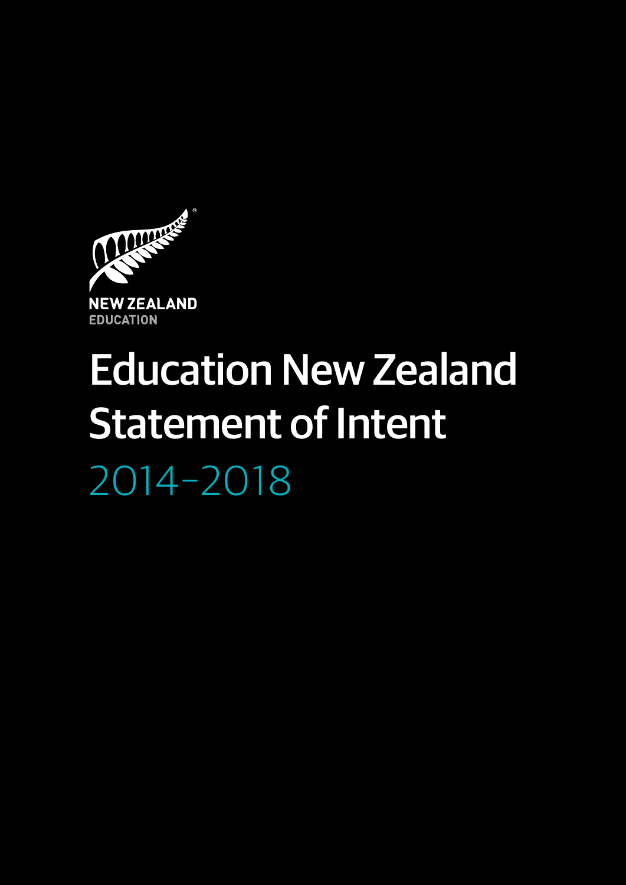NEW ZEALAND
EDUCATION

# Education New Zealand Statement of Intent

## 2014–2018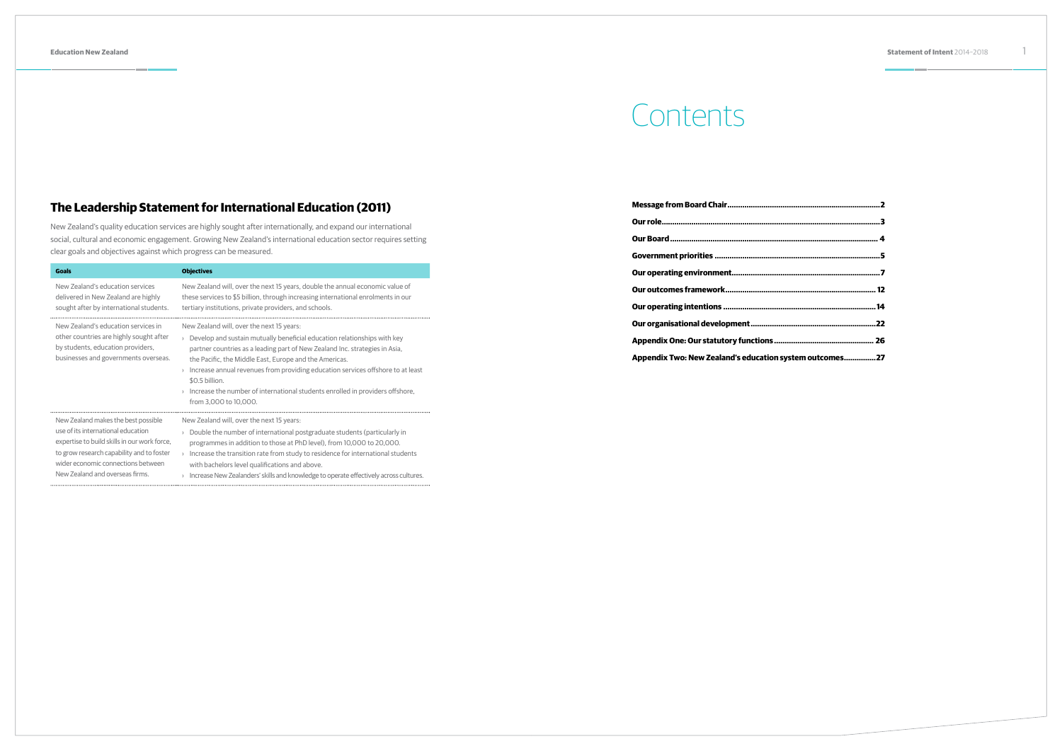## The Leadership Statement for International Education (2011)

New Zealand's quality education services are highly sought after internationally, and expand our international social, cultural and economic engagement. Growing New Zealand's international education sector requires setting clear goals and objectives against which progress can be measured.

| Goals | Objectives |
|---|---|
| New Zealand's education services delivered in New Zealand are highly sought after by international students. | New Zealand will, over the next 15 years, double the annual economic value of these services to $5 billion, through increasing international enrolments in our tertiary institutions, private providers, and schools. |
| New Zealand's education services in other countries are highly sought after by students, education providers, businesses and governments overseas. | New Zealand will, over the next 15 years: › Develop and sustain mutually beneficial education relationships with key partner countries as a leading part of New Zealand Inc. strategies in Asia, the Pacific, the Middle East, Europe and the Americas. › Increase annual revenues from providing education services offshore to at least $0.5 billion. › Increase the number of international students enrolled in providers offshore, from 3,000 to 10,000. |
| New Zealand makes the best possible use of its international education expertise to build skills in our work force, to grow research capability and to foster wider economic connections between New Zealand and overseas firms. | New Zealand will, over the next 15 years: › Double the number of international postgraduate students (particularly in programmes in addition to those at PhD level), from 10,000 to 20,000. › Increase the transition rate from study to residence for international students with bachelors level qualifications and above. › Increase New Zealanders' skills and knowledge to operate effectively across cultures. |

# Contents

**Message from Board Chair** ........ 2

**Our role** ........ 3

**Our Board** ........ 4

**Government priorities** ........ 5

**Our operating environment** ........ 7

**Our outcomes framework** ........ 12

**Our operating intentions** ........ 14

**Our organisational development** ........ 22

**Appendix One: Our statutory functions** ........ 26

**Appendix Two: New Zealand's education system outcomes** ........ 27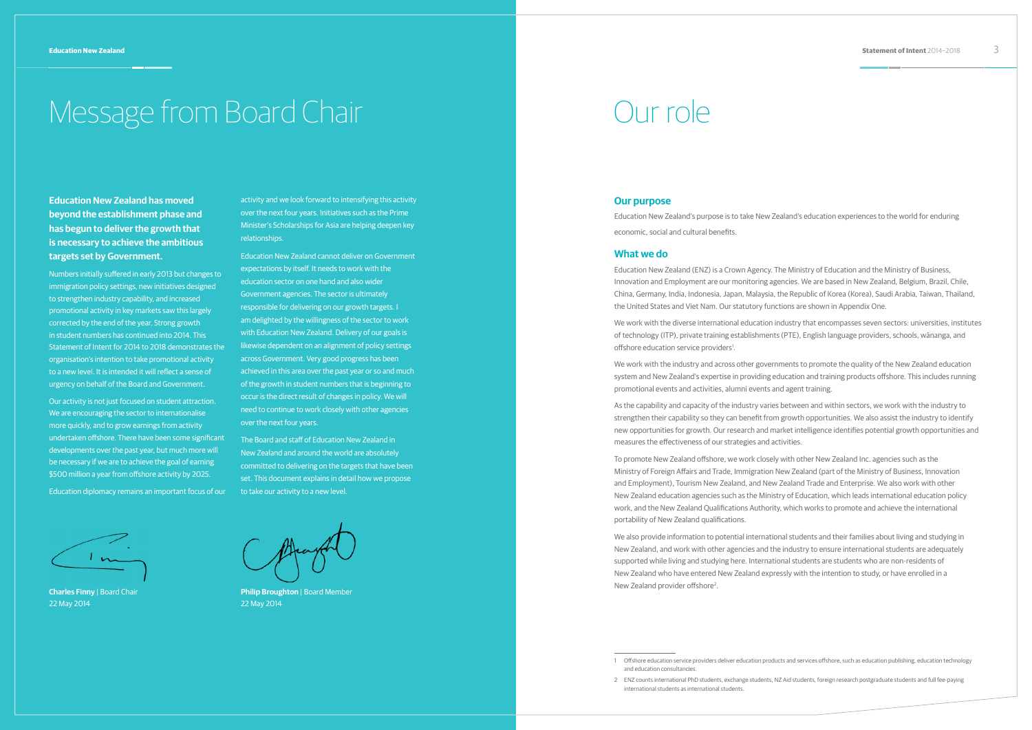# Message from Board Chair

**Education New Zealand has moved beyond the establishment phase and has begun to deliver the growth that is necessary to achieve the ambitious targets set by Government.**

Numbers initially suffered in early 2013 but changes to immigration policy settings, new initiatives designed to strengthen industry capability, and increased promotional activity in key markets saw this largely corrected by the end of the year. Strong growth in student numbers has continued into 2014. This Statement of Intent for 2014 to 2018 demonstrates the organisation's intention to take promotional activity to a new level. It is intended it will reflect a sense of urgency on behalf of the Board and Government.

Our activity is not just focused on student attraction. We are encouraging the sector to internationalise more quickly, and to grow earnings from activity undertaken offshore. There have been some significant developments over the past year, but much more will be necessary if we are to achieve the goal of earning $500 million a year from offshore activity by 2025.

Education diplomacy remains an important focus of our activity and we look forward to intensifying this activity over the next four years. Initiatives such as the Prime Minister's Scholarships for Asia are helping deepen key relationships.

Education New Zealand cannot deliver on Government expectations by itself. It needs to work with the education sector on one hand and also wider Government agencies. The sector is ultimately responsible for delivering on our growth targets. I am delighted by the willingness of the sector to work with Education New Zealand. Delivery of our goals is likewise dependent on an alignment of policy settings across Government. Very good progress has been achieved in this area over the past year or so and much of the growth in student numbers that is beginning to occur is the direct result of changes in policy. We will need to continue to work closely with other agencies over the next four years.

The Board and staff of Education New Zealand in New Zealand and around the world are absolutely committed to delivering on the targets that have been set. This document explains in detail how we propose to take our activity to a new level.

**Charles Finny** | Board Chair
22 May 2014

**Philip Broughton** | Board Member
22 May 2014

# Our role

## Our purpose

Education New Zealand's purpose is to take New Zealand's education experiences to the world for enduring economic, social and cultural benefits.

## What we do

Education New Zealand (ENZ) is a Crown Agency. The Ministry of Education and the Ministry of Business, Innovation and Employment are our monitoring agencies. We are based in New Zealand, Belgium, Brazil, Chile, China, Germany, India, Indonesia, Japan, Malaysia, the Republic of Korea (Korea), Saudi Arabia, Taiwan, Thailand, the United States and Viet Nam. Our statutory functions are shown in Appendix One.

We work with the diverse international education industry that encompasses seven sectors: universities, institutes of technology (ITP), private training establishments (PTE), English language providers, schools, wānanga, and offshore education service providers[1].

We work with the industry and across other governments to promote the quality of the New Zealand education system and New Zealand's expertise in providing education and training products offshore. This includes running promotional events and activities, alumni events and agent training.

As the capability and capacity of the industry varies between and within sectors, we work with the industry to strengthen their capability so they can benefit from growth opportunities. We also assist the industry to identify new opportunities for growth. Our research and market intelligence identifies potential growth opportunities and measures the effectiveness of our strategies and activities.

To promote New Zealand offshore, we work closely with other New Zealand Inc. agencies such as the Ministry of Foreign Affairs and Trade, Immigration New Zealand (part of the Ministry of Business, Innovation and Employment), Tourism New Zealand, and New Zealand Trade and Enterprise. We also work with other New Zealand education agencies such as the Ministry of Education, which leads international education policy work, and the New Zealand Qualifications Authority, which works to promote and achieve the international portability of New Zealand qualifications.

We also provide information to potential international students and their families about living and studying in New Zealand, and work with other agencies and the industry to ensure international students are adequately supported while living and studying here. International students are students who are non-residents of New Zealand who have entered New Zealand expressly with the intention to study, or have enrolled in a New Zealand provider offshore[2].

---

1 Offshore education service providers deliver education products and services offshore, such as education publishing, education technology and education consultancies.

2 ENZ counts international PhD students, exchange students, NZ Aid students, foreign research postgraduate students and full fee-paying international students as international students.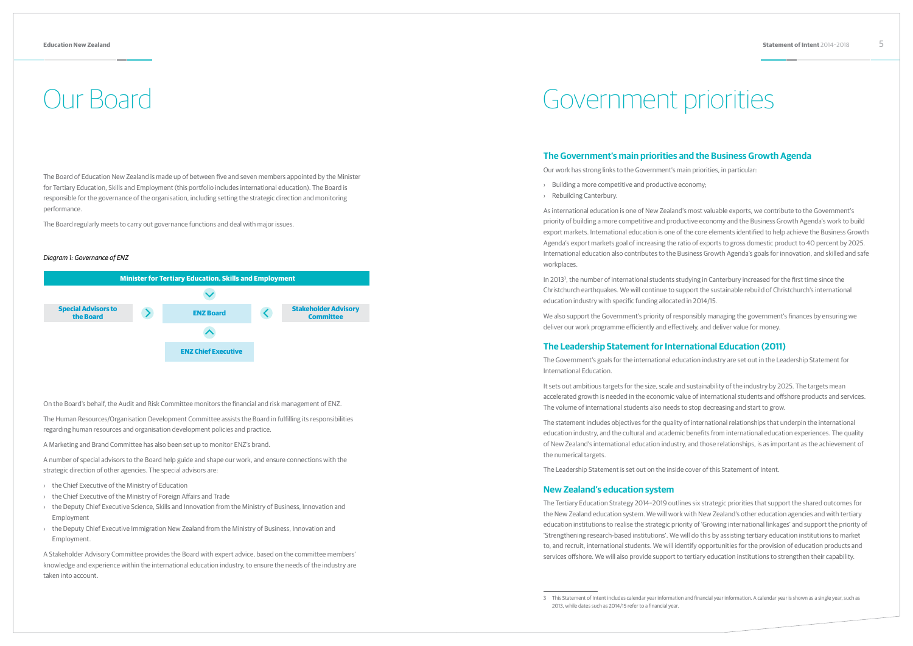# Our Board

The Board of Education New Zealand is made up of between five and seven members appointed by the Minister for Tertiary Education, Skills and Employment (this portfolio includes international education). The Board is responsible for the governance of the organisation, including setting the strategic direction and monitoring performance.

The Board regularly meets to carry out governance functions and deal with major issues.

*Diagram 1: Governance of ENZ*

- Minister for Tertiary Education, Skills and Employment
- Special Advisors to the Board
- ENZ Board
- Stakeholder Advisory Committee
- ENZ Chief Executive

On the Board's behalf, the Audit and Risk Committee monitors the financial and risk management of ENZ.

The Human Resources/Organisation Development Committee assists the Board in fulfilling its responsibilities regarding human resources and organisation development policies and practice.

A Marketing and Brand Committee has also been set up to monitor ENZ's brand.

A number of special advisors to the Board help guide and shape our work, and ensure connections with the strategic direction of other agencies. The special advisors are:

- the Chief Executive of the Ministry of Education
- the Chief Executive of the Ministry of Foreign Affairs and Trade
- the Deputy Chief Executive Science, Skills and Innovation from the Ministry of Business, Innovation and Employment
- the Deputy Chief Executive Immigration New Zealand from the Ministry of Business, Innovation and Employment.

A Stakeholder Advisory Committee provides the Board with expert advice, based on the committee members' knowledge and experience within the international education industry, to ensure the needs of the industry are taken into account.

# Government priorities

## The Government's main priorities and the Business Growth Agenda

Our work has strong links to the Government's main priorities, in particular:

- Building a more competitive and productive economy;
- Rebuilding Canterbury.

As international education is one of New Zealand's most valuable exports, we contribute to the Government's priority of building a more competitive and productive economy and the Business Growth Agenda's work to build export markets. International education is one of the core elements identified to help achieve the Business Growth Agenda's export markets goal of increasing the ratio of exports to gross domestic product to 40 percent by 2025. International education also contributes to the Business Growth Agenda's goals for innovation, and skilled and safe workplaces.

In 2013[3], the number of international students studying in Canterbury increased for the first time since the Christchurch earthquakes. We will continue to support the sustainable rebuild of Christchurch's international education industry with specific funding allocated in 2014/15.

We also support the Government's priority of responsibly managing the government's finances by ensuring we deliver our work programme efficiently and effectively, and deliver value for money.

## The Leadership Statement for International Education (2011)

The Government's goals for the international education industry are set out in the Leadership Statement for International Education.

It sets out ambitious targets for the size, scale and sustainability of the industry by 2025. The targets mean accelerated growth is needed in the economic value of international students and offshore products and services. The volume of international students also needs to stop decreasing and start to grow.

The statement includes objectives for the quality of international relationships that underpin the international education industry, and the cultural and academic benefits from international education experiences. The quality of New Zealand's international education industry, and those relationships, is as important as the achievement of the numerical targets.

The Leadership Statement is set out on the inside cover of this Statement of Intent.

## New Zealand's education system

The Tertiary Education Strategy 2014–2019 outlines six strategic priorities that support the shared outcomes for the New Zealand education system. We will work with New Zealand's other education agencies and with tertiary education institutions to realise the strategic priority of 'Growing international linkages' and support the priority of 'Strengthening research-based institutions'. We will do this by assisting tertiary education institutions to market to, and recruit, international students. We will identify opportunities for the provision of education products and services offshore. We will also provide support to tertiary education institutions to strengthen their capability.

---

3 This Statement of Intent includes calendar year information and financial year information. A calendar year is shown as a single year, such as 2013, while dates such as 2014/15 refer to a financial year.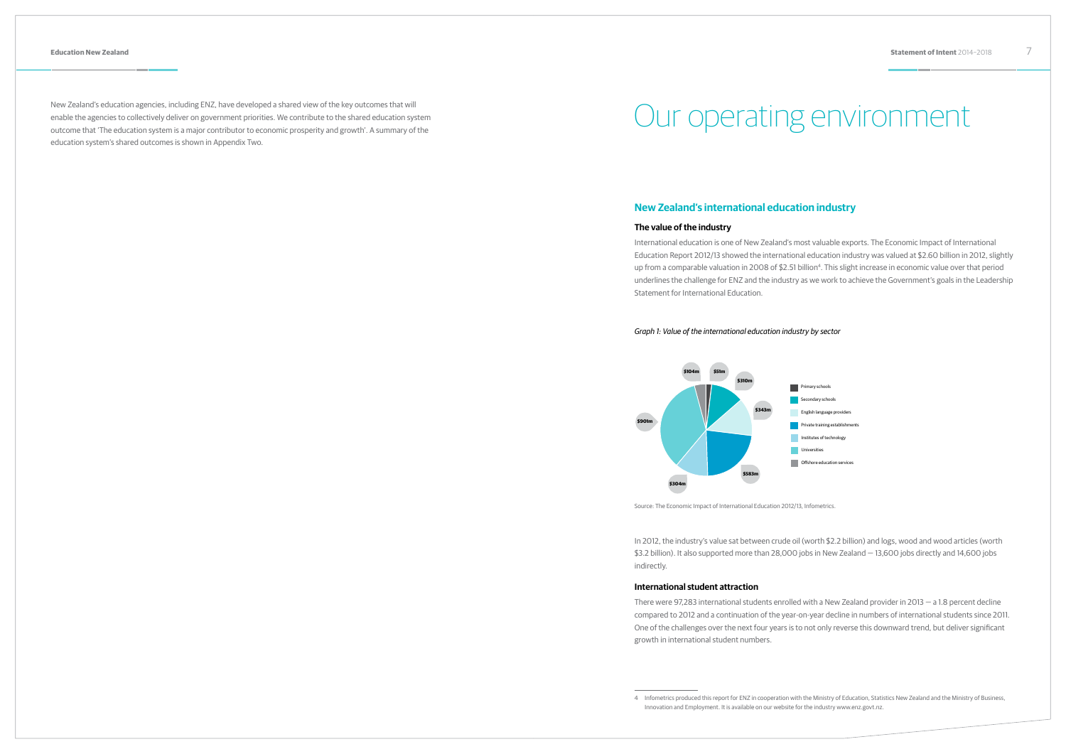New Zealand's education agencies, including ENZ, have developed a shared view of the key outcomes that will enable the agencies to collectively deliver on government priorities. We contribute to the shared education system outcome that 'The education system is a major contributor to economic prosperity and growth'. A summary of the education system's shared outcomes is shown in Appendix Two.

# Our operating environment

## New Zealand's international education industry

### The value of the industry

International education is one of New Zealand's most valuable exports. The Economic Impact of International Education Report 2012/13 showed the international education industry was valued at $2.60 billion in 2012, slightly up from a comparable valuation in 2008 of $2.51 billion[4]. This slight increase in economic value over that period underlines the challenge for ENZ and the industry as we work to achieve the Government's goals in the Leadership Statement for International Education.

*Graph 1: Value of the international education industry by sector*

| Sector | Value |
|---|---|
| Primary schools | $51m |
| Secondary schools | $310m |
| English language providers | $343m |
| Private training establishments | $583m |
| Institutes of technology | $304m |
| Universities | $901m |
| Offshore education services | $104m |

Source: The Economic Impact of International Education 2012/13, Infometrics.

In 2012, the industry's value sat between crude oil (worth $2.2 billion) and logs, wood and wood articles (worth $3.2 billion). It also supported more than 28,000 jobs in New Zealand — 13,600 jobs directly and 14,600 jobs indirectly.

### International student attraction

There were 97,283 international students enrolled with a New Zealand provider in 2013 — a 1.8 percent decline compared to 2012 and a continuation of the year-on-year decline in numbers of international students since 2011. One of the challenges over the next four years is to not only reverse this downward trend, but deliver significant growth in international student numbers.

---

4 Infometrics produced this report for ENZ in cooperation with the Ministry of Education, Statistics New Zealand and the Ministry of Business, Innovation and Employment. It is available on our website for the industry www.enz.govt.nz.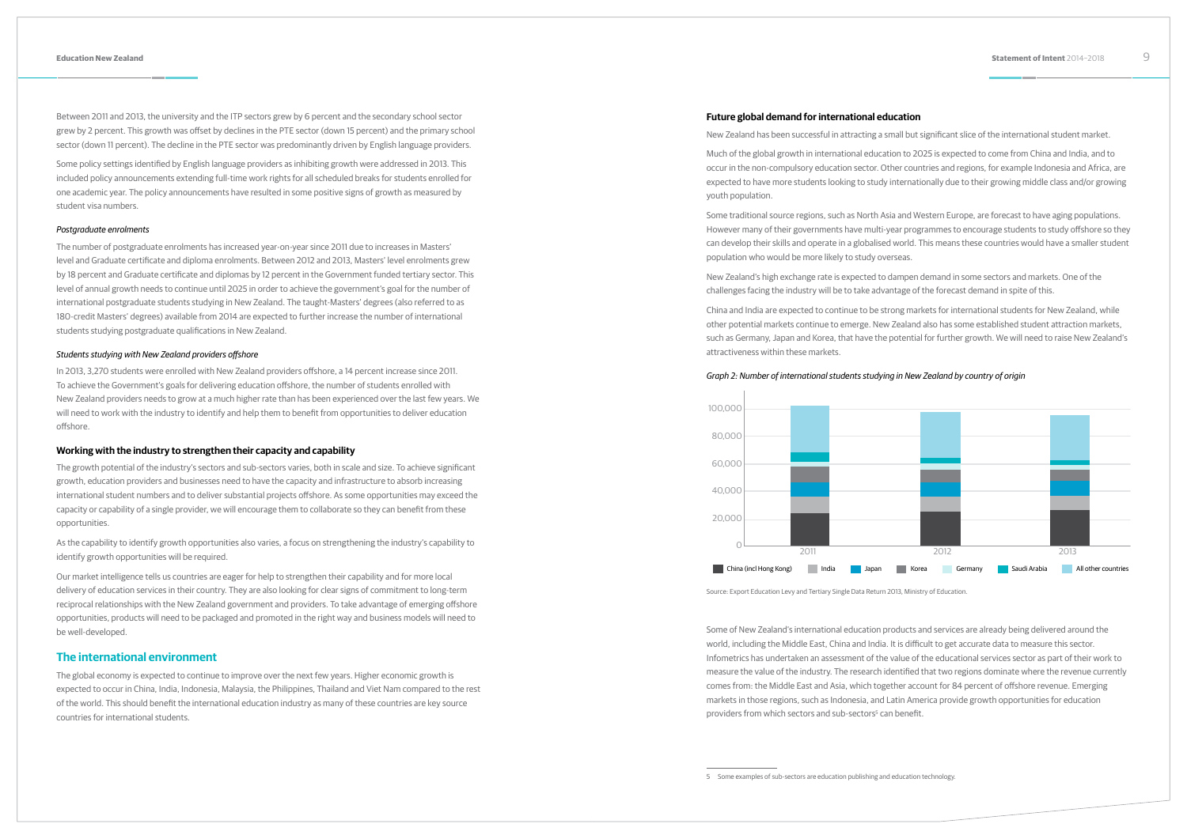Between 2011 and 2013, the university and the ITP sectors grew by 6 percent and the secondary school sector grew by 2 percent. This growth was offset by declines in the PTE sector (down 15 percent) and the primary school sector (down 11 percent). The decline in the PTE sector was predominantly driven by English language providers.

Some policy settings identified by English language providers as inhibiting growth were addressed in 2013. This included policy announcements extending full-time work rights for all scheduled breaks for students enrolled for one academic year. The policy announcements have resulted in some positive signs of growth as measured by student visa numbers.

*Postgraduate enrolments*

The number of postgraduate enrolments has increased year-on-year since 2011 due to increases in Masters' level and Graduate certificate and diploma enrolments. Between 2012 and 2013, Masters' level enrolments grew by 18 percent and Graduate certificate and diplomas by 12 percent in the Government funded tertiary sector. This level of annual growth needs to continue until 2025 in order to achieve the government's goal for the number of international postgraduate students studying in New Zealand. The taught-Masters' degrees (also referred to as 180-credit Masters' degrees) available from 2014 are expected to further increase the number of international students studying postgraduate qualifications in New Zealand.

*Students studying with New Zealand providers offshore*

In 2013, 3,270 students were enrolled with New Zealand providers offshore, a 14 percent increase since 2011. To achieve the Government's goals for delivering education offshore, the number of students enrolled with New Zealand providers needs to grow at a much higher rate than has been experienced over the last few years. We will need to work with the industry to identify and help them to benefit from opportunities to deliver education offshore.

### Working with the industry to strengthen their capacity and capability

The growth potential of the industry's sectors and sub-sectors varies, both in scale and size. To achieve significant growth, education providers and businesses need to have the capacity and infrastructure to absorb increasing international student numbers and to deliver substantial projects offshore. As some opportunities may exceed the capacity or capability of a single provider, we will encourage them to collaborate so they can benefit from these opportunities.

As the capability to identify growth opportunities also varies, a focus on strengthening the industry's capability to identify growth opportunities will be required.

Our market intelligence tells us countries are eager for help to strengthen their capability and for more local delivery of education services in their country. They are also looking for clear signs of commitment to long-term reciprocal relationships with the New Zealand government and providers. To take advantage of emerging offshore opportunities, products will need to be packaged and promoted in the right way and business models will need to be well-developed.

## The international environment

The global economy is expected to continue to improve over the next few years. Higher economic growth is expected to occur in China, India, Indonesia, Malaysia, the Philippines, Thailand and Viet Nam compared to the rest of the world. This should benefit the international education industry as many of these countries are key source countries for international students.

### Future global demand for international education

New Zealand has been successful in attracting a small but significant slice of the international student market.

Much of the global growth in international education to 2025 is expected to come from China and India, and to occur in the non-compulsory education sector. Other countries and regions, for example Indonesia and Africa, are expected to have more students looking to study internationally due to their growing middle class and/or growing youth population.

Some traditional source regions, such as North Asia and Western Europe, are forecast to have aging populations. However many of their governments have multi-year programmes to encourage students to study offshore so they can develop their skills and operate in a globalised world. This means these countries would have a smaller student population who would be more likely to study overseas.

New Zealand's high exchange rate is expected to dampen demand in some sectors and markets. One of the challenges facing the industry will be to take advantage of the forecast demand in spite of this.

China and India are expected to continue to be strong markets for international students for New Zealand, while other potential markets continue to emerge. New Zealand also has some established student attraction markets, such as Germany, Japan and Korea, that have the potential for further growth. We will need to raise New Zealand's attractiveness within these markets.

*Graph 2: Number of international students studying in New Zealand by country of origin*

Legend: China (incl Hong Kong), India, Japan, Korea, Germany, Saudi Arabia, All other countries. Years: 2011, 2012, 2013. Y-axis: 0–100,000.

Source: Export Education Levy and Tertiary Single Data Return 2013, Ministry of Education.

Some of New Zealand's international education products and services are already being delivered around the world, including the Middle East, China and India. It is difficult to get accurate data to measure this sector. Infometrics has undertaken an assessment of the value of the educational services sector as part of their work to measure the value of the industry. The research identified that two regions dominate where the revenue currently comes from: the Middle East and Asia, which together account for 84 percent of offshore revenue. Emerging markets in those regions, such as Indonesia, and Latin America provide growth opportunities for education providers from which sectors and sub-sectors[5] can benefit.

[5] Some examples of sub-sectors are education publishing and education technology.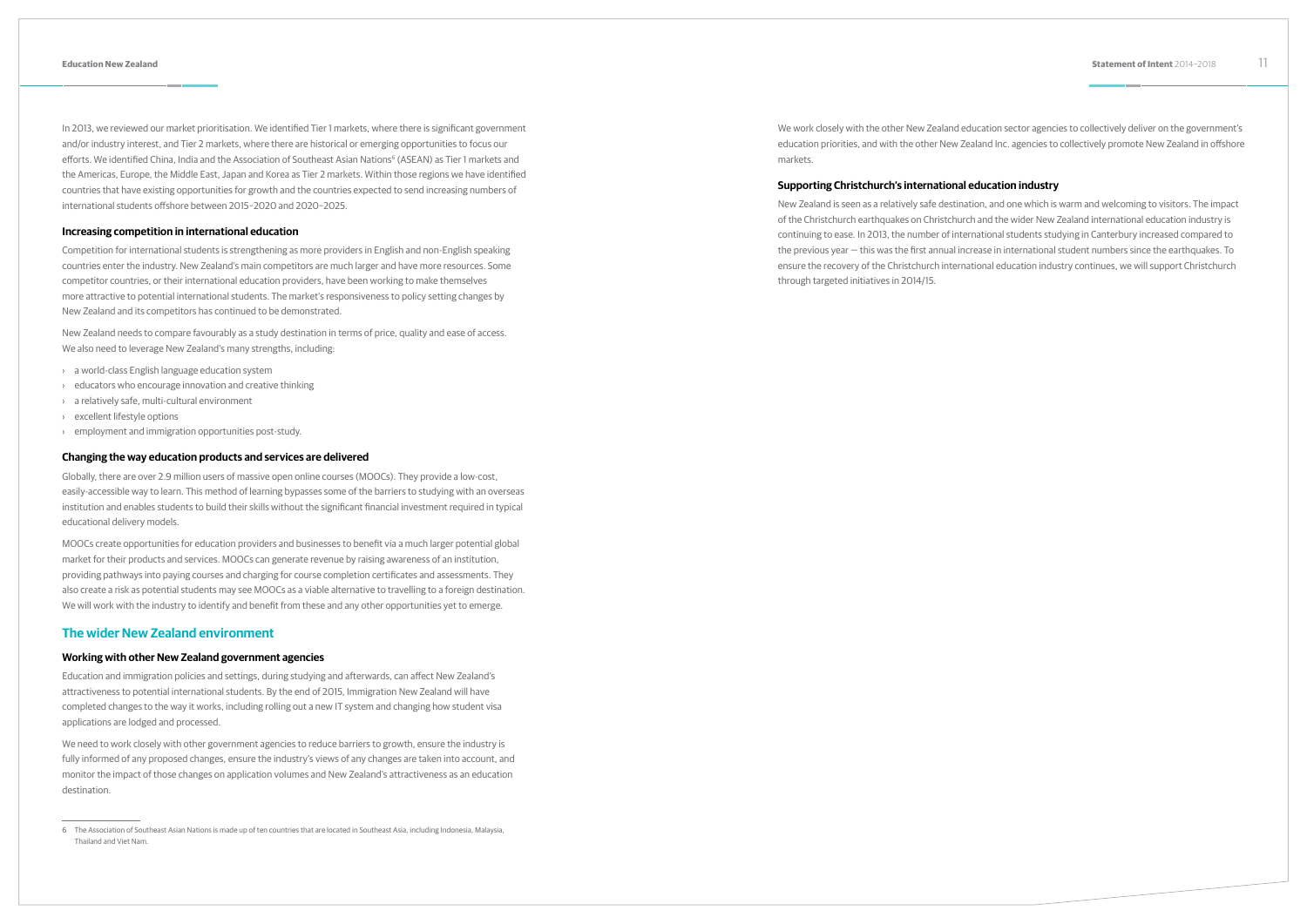In 2013, we reviewed our market prioritisation. We identified Tier 1 markets, where there is significant government and/or industry interest, and Tier 2 markets, where there are historical or emerging opportunities to focus our efforts. We identified China, India and the Association of Southeast Asian Nations[6] (ASEAN) as Tier 1 markets and the Americas, Europe, the Middle East, Japan and Korea as Tier 2 markets. Within those regions we have identified countries that have existing opportunities for growth and the countries expected to send increasing numbers of international students offshore between 2015–2020 and 2020–2025.

### Increasing competition in international education

Competition for international students is strengthening as more providers in English and non-English speaking countries enter the industry. New Zealand's main competitors are much larger and have more resources. Some competitor countries, or their international education providers, have been working to make themselves more attractive to potential international students. The market's responsiveness to policy setting changes by New Zealand and its competitors has continued to be demonstrated.

New Zealand needs to compare favourably as a study destination in terms of price, quality and ease of access. We also need to leverage New Zealand's many strengths, including:

- a world-class English language education system
- educators who encourage innovation and creative thinking
- a relatively safe, multi-cultural environment
- excellent lifestyle options
- employment and immigration opportunities post-study.

### Changing the way education products and services are delivered

Globally, there are over 2.9 million users of massive open online courses (MOOCs). They provide a low-cost, easily-accessible way to learn. This method of learning bypasses some of the barriers to studying with an overseas institution and enables students to build their skills without the significant financial investment required in typical educational delivery models.

MOOCs create opportunities for education providers and businesses to benefit via a much larger potential global market for their products and services. MOOCs can generate revenue by raising awareness of an institution, providing pathways into paying courses and charging for course completion certificates and assessments. They also create a risk as potential students may see MOOCs as a viable alternative to travelling to a foreign destination. We will work with the industry to identify and benefit from these and any other opportunities yet to emerge.

## The wider New Zealand environment

### Working with other New Zealand government agencies

Education and immigration policies and settings, during studying and afterwards, can affect New Zealand's attractiveness to potential international students. By the end of 2015, Immigration New Zealand will have completed changes to the way it works, including rolling out a new IT system and changing how student visa applications are lodged and processed.

We need to work closely with other government agencies to reduce barriers to growth, ensure the industry is fully informed of any proposed changes, ensure the industry's views of any changes are taken into account, and monitor the impact of those changes on application volumes and New Zealand's attractiveness as an education destination.

We work closely with the other New Zealand education sector agencies to collectively deliver on the government's education priorities, and with the other New Zealand Inc. agencies to collectively promote New Zealand in offshore markets.

### Supporting Christchurch's international education industry

New Zealand is seen as a relatively safe destination, and one which is warm and welcoming to visitors. The impact of the Christchurch earthquakes on Christchurch and the wider New Zealand international education industry is continuing to ease. In 2013, the number of international students studying in Canterbury increased compared to the previous year — this was the first annual increase in international student numbers since the earthquakes. To ensure the recovery of the Christchurch international education industry continues, we will support Christchurch through targeted initiatives in 2014/15.

---

6 The Association of Southeast Asian Nations is made up of ten countries that are located in Southeast Asia, including Indonesia, Malaysia, Thailand and Viet Nam.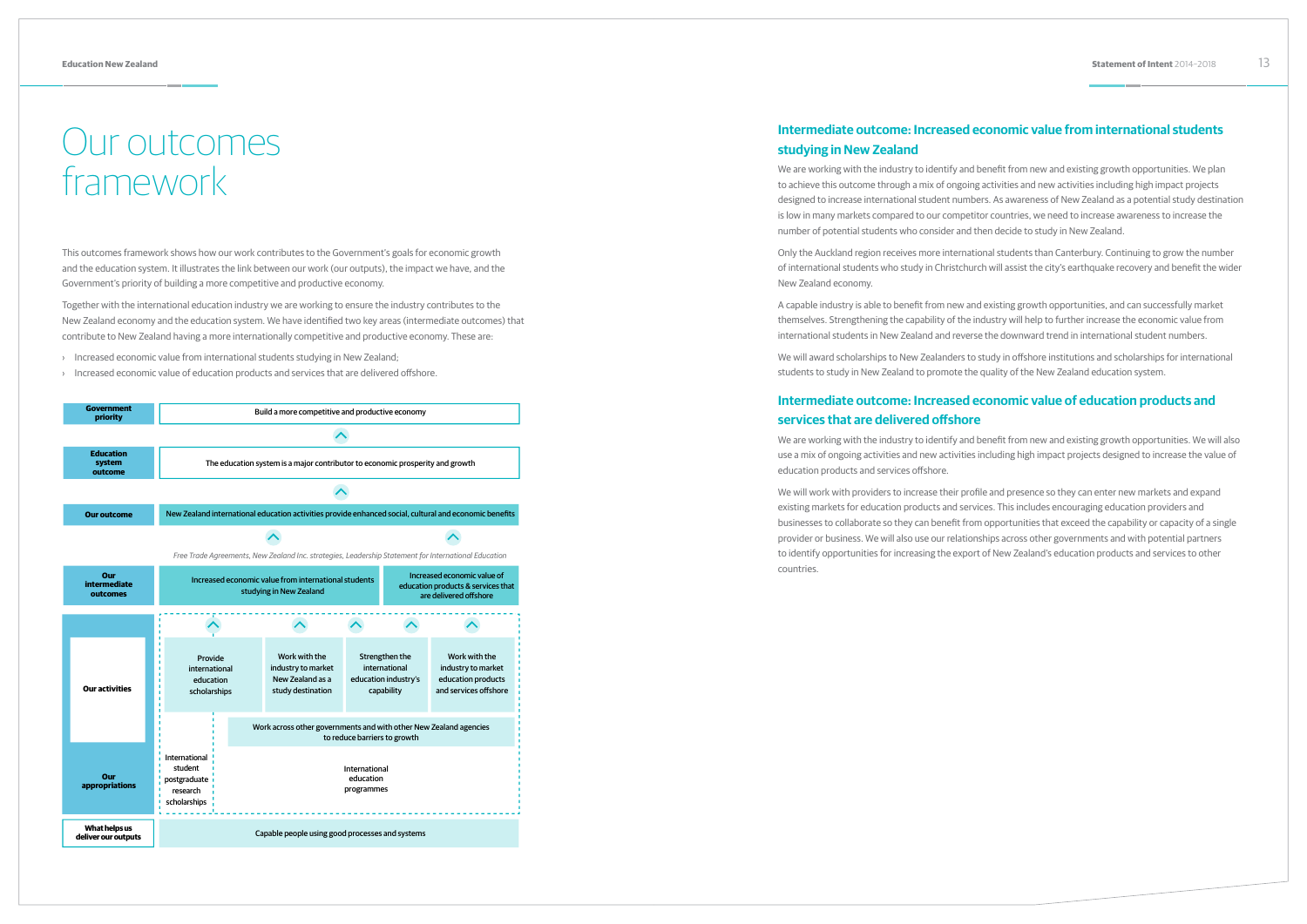# Our outcomes framework

This outcomes framework shows how our work contributes to the Government's goals for economic growth and the education system. It illustrates the link between our work (our outputs), the impact we have, and the Government's priority of building a more competitive and productive economy.

Together with the international education industry we are working to ensure the industry contributes to the New Zealand economy and the education system. We have identified two key areas (intermediate outcomes) that contribute to New Zealand having a more internationally competitive and productive economy. These are:

- Increased economic value from international students studying in New Zealand;
- Increased economic value of education products and services that are delivered offshore.

| | | | | | |
|---|---|---|---|---|---|
| **Government priority** | Build a more competitive and productive economy | | | | |
| **Education system outcome** | The education system is a major contributor to economic prosperity and growth | | | | |
| **Our outcome** | New Zealand international education activities provide enhanced social, cultural and economic benefits | | | | |
| | *Free Trade Agreements, New Zealand Inc. strategies, Leadership Statement for International Education* | | | | |
| **Our intermediate outcomes** | Increased economic value from international students studying in New Zealand | | | Increased economic value of education products & services that are delivered offshore | |
| **Our activities** | Provide international education scholarships | Work with the industry to market New Zealand as a study destination | Strengthen the international education industry's capability | Work with the industry to market education products and services offshore | |
| | | Work across other governments and with other New Zealand agencies to reduce barriers to growth | | | |
| **Our appropriations** | International student postgraduate research scholarships | International education programmes | | | |
| **What helps us deliver our outputs** | Capable people using good processes and systems | | | | |

## Intermediate outcome: Increased economic value from international students studying in New Zealand

We are working with the industry to identify and benefit from new and existing growth opportunities. We plan to achieve this outcome through a mix of ongoing activities and new activities including high impact projects designed to increase international student numbers. As awareness of New Zealand as a potential study destination is low in many markets compared to our competitor countries, we need to increase awareness to increase the number of potential students who consider and then decide to study in New Zealand.

Only the Auckland region receives more international students than Canterbury. Continuing to grow the number of international students who study in Christchurch will assist the city's earthquake recovery and benefit the wider New Zealand economy.

A capable industry is able to benefit from new and existing growth opportunities, and can successfully market themselves. Strengthening the capability of the industry will help to further increase the economic value from international students in New Zealand and reverse the downward trend in international student numbers.

We will award scholarships to New Zealanders to study in offshore institutions and scholarships for international students to study in New Zealand to promote the quality of the New Zealand education system.

## Intermediate outcome: Increased economic value of education products and services that are delivered offshore

We are working with the industry to identify and benefit from new and existing growth opportunities. We will also use a mix of ongoing activities and new activities including high impact projects designed to increase the value of education products and services offshore.

We will work with providers to increase their profile and presence so they can enter new markets and expand existing markets for education products and services. This includes encouraging education providers and businesses to collaborate so they can benefit from opportunities that exceed the capability or capacity of a single provider or business. We will also use our relationships across other governments and with potential partners to identify opportunities for increasing the export of New Zealand's education products and services to other countries.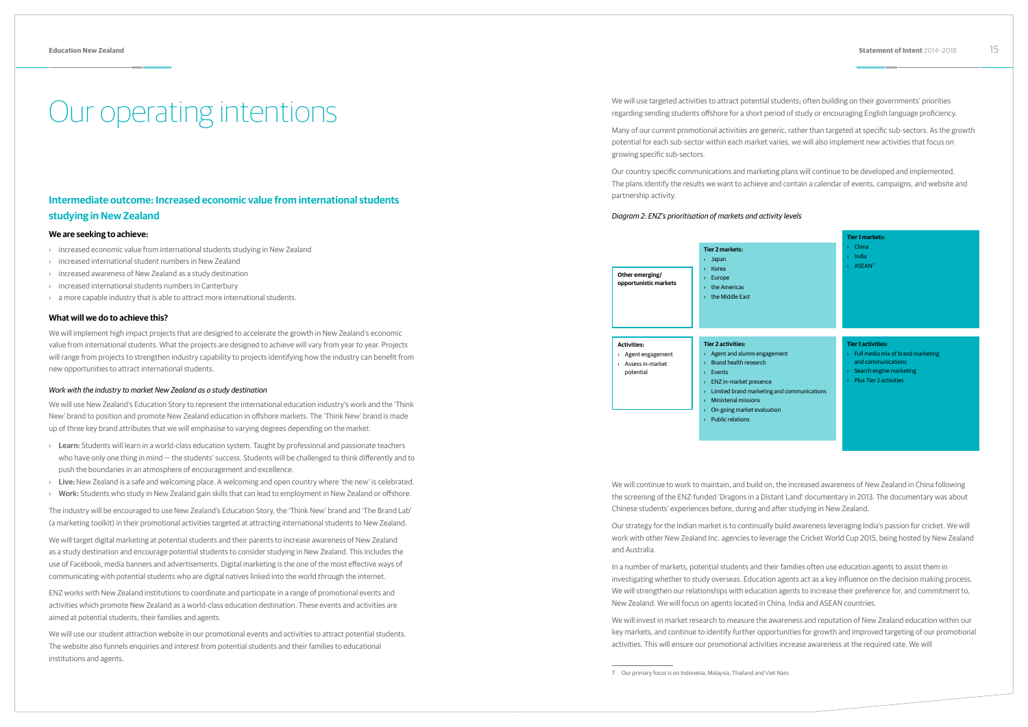# Our operating intentions

## Intermediate outcome: Increased economic value from international students studying in New Zealand

### We are seeking to achieve:

- increased economic value from international students studying in New Zealand
- increased international student numbers in New Zealand
- increased awareness of New Zealand as a study destination
- increased international students numbers in Canterbury
- a more capable industry that is able to attract more international students.

### What will we do to achieve this?

We will implement high impact projects that are designed to accelerate the growth in New Zealand's economic value from international students. What the projects are designed to achieve will vary from year to year. Projects will range from projects to strengthen industry capability to projects identifying how the industry can benefit from new opportunities to attract international students.

*Work with the industry to market New Zealand as a study destination*

We will use New Zealand's Education Story to represent the international education industry's work and the 'Think New' brand to position and promote New Zealand education in offshore markets. The 'Think New' brand is made up of three key brand attributes that we will emphasise to varying degrees depending on the market.

- **Learn:** Students will learn in a world-class education system. Taught by professional and passionate teachers who have only one thing in mind — the students' success. Students will be challenged to think differently and to push the boundaries in an atmosphere of encouragement and excellence.
- **Live:** New Zealand is a safe and welcoming place. A welcoming and open country where 'the new' is celebrated.
- **Work:** Students who study in New Zealand gain skills that can lead to employment in New Zealand or offshore.

The industry will be encouraged to use New Zealand's Education Story, the 'Think New' brand and 'The Brand Lab' (a marketing toolkit) in their promotional activities targeted at attracting international students to New Zealand.

We will target digital marketing at potential students and their parents to increase awareness of New Zealand as a study destination and encourage potential students to consider studying in New Zealand. This includes the use of Facebook, media banners and advertisements. Digital marketing is the one of the most effective ways of communicating with potential students who are digital natives linked into the world through the internet.

ENZ works with New Zealand institutions to coordinate and participate in a range of promotional events and activities which promote New Zealand as a world-class education destination. These events and activities are aimed at potential students, their families and agents.

We will use our student attraction website in our promotional events and activities to attract potential students. The website also funnels enquiries and interest from potential students and their families to educational institutions and agents.

We will use targeted activities to attract potential students; often building on their governments' priorities regarding sending students offshore for a short period of study or encouraging English language proficiency.

Many of our current promotional activities are generic, rather than targeted at specific sub-sectors. As the growth potential for each sub-sector within each market varies, we will also implement new activities that focus on growing specific sub-sectors.

Our country specific communications and marketing plans will continue to be developed and implemented. The plans identify the results we want to achieve and contain a calendar of events, campaigns, and website and partnership activity.

*Diagram 2: ENZ's prioritisation of markets and activity levels*

| Other emerging/ opportunistic markets | Tier 2 markets: | Tier 1 markets: |
|---|---|---|
| | › Japan<br>› Korea<br>› Europe<br>› the Americas<br>› the Middle East | › China<br>› India<br>› ASEAN[7] |
| **Activities:**<br>› Agent engagement<br>› Assess in-market potential | **Tier 2 activities:**<br>› Agent and alumni engagement<br>› Brand health research<br>› Events<br>› ENZ in-market presence<br>› Limited brand marketing and communications<br>› Ministerial missions<br>› On-going market evaluation<br>› Public relations | **Tier 1 activities:**<br>› Full media mix of brand marketing and communications<br>› Search engine marketing<br>› Plus Tier 2 activities |

We will continue to work to maintain, and build on, the increased awareness of New Zealand in China following the screening of the ENZ-funded 'Dragons in a Distant Land' documentary in 2013. The documentary was about Chinese students' experiences before, during and after studying in New Zealand.

Our strategy for the Indian market is to continually build awareness leveraging India's passion for cricket. We will work with other New Zealand Inc. agencies to leverage the Cricket World Cup 2015, being hosted by New Zealand and Australia.

In a number of markets, potential students and their families often use education agents to assist them in investigating whether to study overseas. Education agents act as a key influence on the decision making process. We will strengthen our relationships with education agents to increase their preference for, and commitment to, New Zealand. We will focus on agents located in China, India and ASEAN countries.

We will invest in market research to measure the awareness and reputation of New Zealand education within our key markets, and continue to identify further opportunities for growth and improved targeting of our promotional activities. This will ensure our promotional activities increase awareness at the required rate. We will

7 Our primary focus is on Indonesia, Malaysia, Thailand and Viet Nam.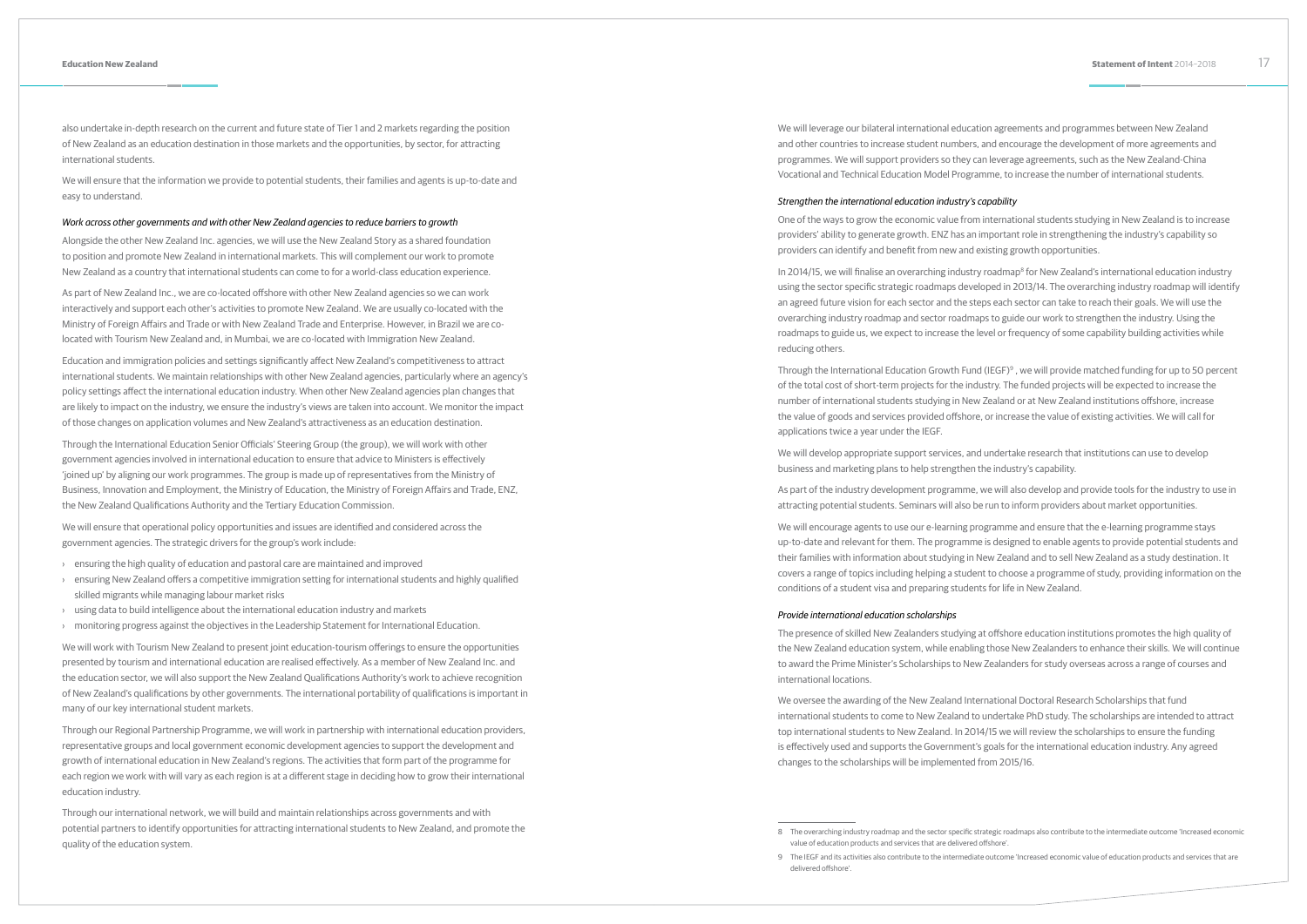also undertake in-depth research on the current and future state of Tier 1 and 2 markets regarding the position of New Zealand as an education destination in those markets and the opportunities, by sector, for attracting international students.

We will ensure that the information we provide to potential students, their families and agents is up-to-date and easy to understand.

*Work across other governments and with other New Zealand agencies to reduce barriers to growth*

Alongside the other New Zealand Inc. agencies, we will use the New Zealand Story as a shared foundation to position and promote New Zealand in international markets. This will complement our work to promote New Zealand as a country that international students can come to for a world-class education experience.

As part of New Zealand Inc., we are co-located offshore with other New Zealand agencies so we can work interactively and support each other's activities to promote New Zealand. We are usually co-located with the Ministry of Foreign Affairs and Trade or with New Zealand Trade and Enterprise. However, in Brazil we are co-located with Tourism New Zealand and, in Mumbai, we are co-located with Immigration New Zealand.

Education and immigration policies and settings significantly affect New Zealand's competitiveness to attract international students. We maintain relationships with other New Zealand agencies, particularly where an agency's policy settings affect the international education industry. When other New Zealand agencies plan changes that are likely to impact on the industry, we ensure the industry's views are taken into account. We monitor the impact of those changes on application volumes and New Zealand's attractiveness as an education destination.

Through the International Education Senior Officials' Steering Group (the group), we will work with other government agencies involved in international education to ensure that advice to Ministers is effectively 'joined up' by aligning our work programmes. The group is made up of representatives from the Ministry of Business, Innovation and Employment, the Ministry of Education, the Ministry of Foreign Affairs and Trade, ENZ, the New Zealand Qualifications Authority and the Tertiary Education Commission.

We will ensure that operational policy opportunities and issues are identified and considered across the government agencies. The strategic drivers for the group's work include:

- ensuring the high quality of education and pastoral care are maintained and improved
- ensuring New Zealand offers a competitive immigration setting for international students and highly qualified skilled migrants while managing labour market risks
- using data to build intelligence about the international education industry and markets
- monitoring progress against the objectives in the Leadership Statement for International Education.

We will work with Tourism New Zealand to present joint education-tourism offerings to ensure the opportunities presented by tourism and international education are realised effectively. As a member of New Zealand Inc. and the education sector, we will also support the New Zealand Qualifications Authority's work to achieve recognition of New Zealand's qualifications by other governments. The international portability of qualifications is important in many of our key international student markets.

Through our Regional Partnership Programme, we will work in partnership with international education providers, representative groups and local government economic development agencies to support the development and growth of international education in New Zealand's regions. The activities that form part of the programme for each region we work with will vary as each region is at a different stage in deciding how to grow their international education industry.

Through our international network, we will build and maintain relationships across governments and with potential partners to identify opportunities for attracting international students to New Zealand, and promote the quality of the education system.

We will leverage our bilateral international education agreements and programmes between New Zealand and other countries to increase student numbers, and encourage the development of more agreements and programmes. We will support providers so they can leverage agreements, such as the New Zealand-China Vocational and Technical Education Model Programme, to increase the number of international students.

*Strengthen the international education industry's capability*

One of the ways to grow the economic value from international students studying in New Zealand is to increase providers' ability to generate growth. ENZ has an important role in strengthening the industry's capability so providers can identify and benefit from new and existing growth opportunities.

In 2014/15, we will finalise an overarching industry roadmap[8] for New Zealand's international education industry using the sector specific strategic roadmaps developed in 2013/14. The overarching industry roadmap will identify an agreed future vision for each sector and the steps each sector can take to reach their goals. We will use the overarching industry roadmap and sector roadmaps to guide our work to strengthen the industry. Using the roadmaps to guide us, we expect to increase the level or frequency of some capability building activities while reducing others.

Through the International Education Growth Fund (IEGF)[9], we will provide matched funding for up to 50 percent of the total cost of short-term projects for the industry. The funded projects will be expected to increase the number of international students studying in New Zealand or at New Zealand institutions offshore, increase the value of goods and services provided offshore, or increase the value of existing activities. We will call for applications twice a year under the IEGF.

We will develop appropriate support services, and undertake research that institutions can use to develop business and marketing plans to help strengthen the industry's capability.

As part of the industry development programme, we will also develop and provide tools for the industry to use in attracting potential students. Seminars will also be run to inform providers about market opportunities.

We will encourage agents to use our e-learning programme and ensure that the e-learning programme stays up-to-date and relevant for them. The programme is designed to enable agents to provide potential students and their families with information about studying in New Zealand and to sell New Zealand as a study destination. It covers a range of topics including helping a student to choose a programme of study, providing information on the conditions of a student visa and preparing students for life in New Zealand.

*Provide international education scholarships*

The presence of skilled New Zealanders studying at offshore education institutions promotes the high quality of the New Zealand education system, while enabling those New Zealanders to enhance their skills. We will continue to award the Prime Minister's Scholarships to New Zealanders for study overseas across a range of courses and international locations.

We oversee the awarding of the New Zealand International Doctoral Research Scholarships that fund international students to come to New Zealand to undertake PhD study. The scholarships are intended to attract top international students to New Zealand. In 2014/15 we will review the scholarships to ensure the funding is effectively used and supports the Government's goals for the international education industry. Any agreed changes to the scholarships will be implemented from 2015/16.

---

8 The overarching industry roadmap and the sector specific strategic roadmaps also contribute to the intermediate outcome 'Increased economic value of education products and services that are delivered offshore'.

9 The IEGF and its activities also contribute to the intermediate outcome 'Increased economic value of education products and services that are delivered offshore'.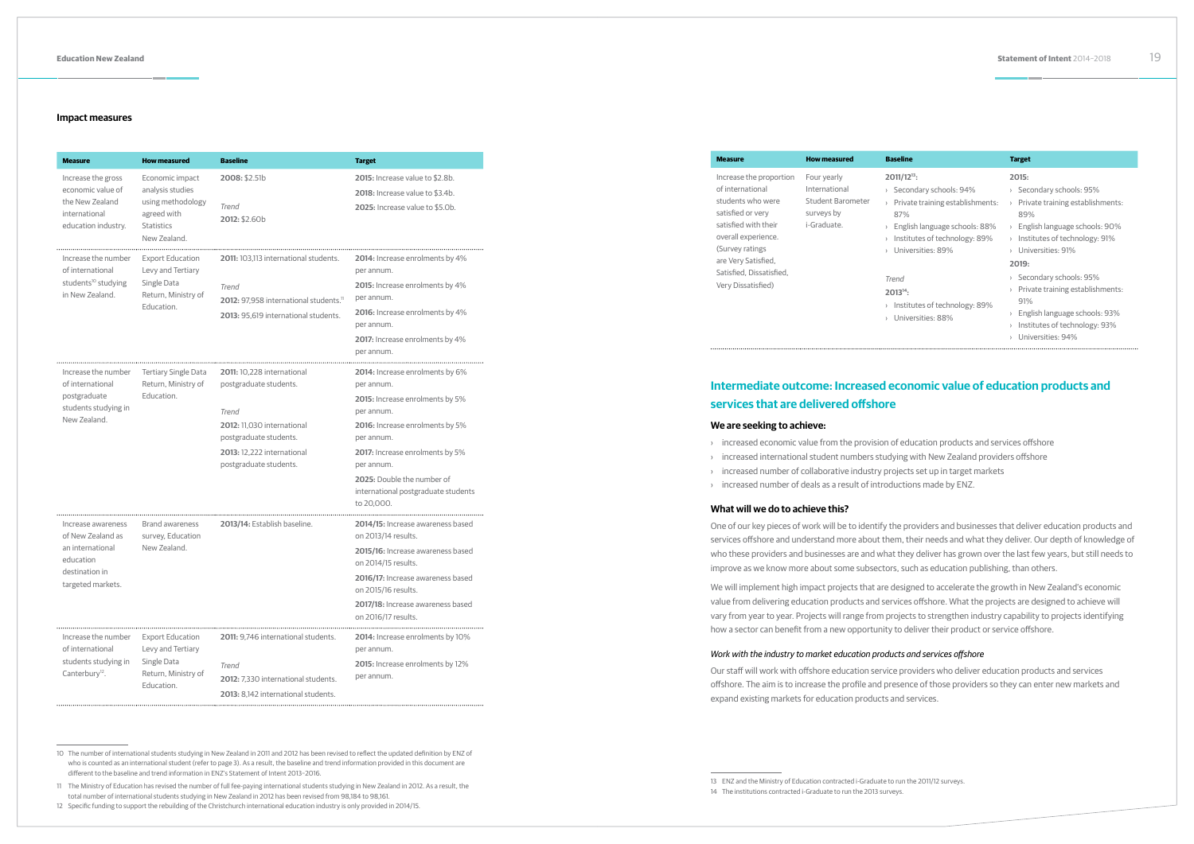### Impact measures

| Measure | How measured | Baseline | Target |
|---|---|---|---|
| Increase the gross economic value of the New Zealand international education industry. | Economic impact analysis studies using methodology agreed with Statistics New Zealand. | **2008:** $2.51b<br><br>*Trend*<br>**2012:** $2.60b | **2015:** Increase value to $2.8b.<br>**2018:** Increase value to $3.4b.<br>**2025:** Increase value to $5.0b. |
| Increase the number of international students[10] studying in New Zealand. | Export Education Levy and Tertiary Single Data Return, Ministry of Education. | **2011:** 103,113 international students.<br><br>*Trend*<br>**2012:** 97,958 international students.[11]<br>**2013:** 95,619 international students. | **2014:** Increase enrolments by 4% per annum.<br>**2015:** Increase enrolments by 4% per annum.<br>**2016:** Increase enrolments by 4% per annum.<br>**2017:** Increase enrolments by 4% per annum. |
| Increase the number of international postgraduate students studying in New Zealand. | Tertiary Single Data Return, Ministry of Education. | **2011:** 10,228 international postgraduate students.<br><br>*Trend*<br>**2012:** 11,030 international postgraduate students.<br>**2013:** 12,222 international postgraduate students. | **2014:** Increase enrolments by 6% per annum.<br>**2015:** Increase enrolments by 5% per annum.<br>**2016:** Increase enrolments by 5% per annum.<br>**2017:** Increase enrolments by 5% per annum.<br>**2025:** Double the number of international postgraduate students to 20,000. |
| Increase awareness of New Zealand as an international education destination in targeted markets. | Brand awareness survey, Education New Zealand. | **2013/14:** Establish baseline. | **2014/15:** Increase awareness based on 2013/14 results.<br>**2015/16:** Increase awareness based on 2014/15 results.<br>**2016/17:** Increase awareness based on 2015/16 results.<br>**2017/18:** Increase awareness based on 2016/17 results. |
| Increase the number of international students studying in Canterbury[12]. | Export Education Levy and Tertiary Single Data Return, Ministry of Education. | **2011:** 9,746 international students.<br><br>*Trend*<br>**2012:** 7,330 international students.<br>**2013:** 8,142 international students. | **2014:** Increase enrolments by 10% per annum.<br>**2015:** Increase enrolments by 12% per annum. |
| Increase the proportion of international students who were satisfied or very satisfied with their overall experience. (Survey ratings are Very Satisfied, Satisfied, Dissatisfied, Very Dissatisfied) | Four yearly International Student Barometer surveys by i-Graduate. | **2011/12[13]:**<br>› Secondary schools: 94%<br>› Private training establishments: 87%<br>› English language schools: 88%<br>› Institutes of technology: 89%<br>› Universities: 89%<br><br>*Trend*<br>**2013[14]:**<br>› Institutes of technology: 89%<br>› Universities: 88% | **2015:**<br>› Secondary schools: 95%<br>› Private training establishments: 89%<br>› English language schools: 90%<br>› Institutes of technology: 91%<br>› Universities: 91%<br>**2019:**<br>› Secondary schools: 95%<br>› Private training establishments: 91%<br>› English language schools: 93%<br>› Institutes of technology: 93%<br>› Universities: 94% |

10 The number of international students studying in New Zealand in 2011 and 2012 has been revised to reflect the updated definition by ENZ of who is counted as an international student (refer to page 3). As a result, the baseline and trend information provided in this document are different to the baseline and trend information in ENZ's Statement of Intent 2013–2016.

11 The Ministry of Education has revised the number of full fee-paying international students studying in New Zealand in 2012. As a result, the total number of international students studying in New Zealand in 2012 has been revised from 98,184 to 98,161.

12 Specific funding to support the rebuilding of the Christchurch international education industry is only provided in 2014/15.

13 ENZ and the Ministry of Education contracted i-Graduate to run the 2011/12 surveys.

14 The institutions contracted i-Graduate to run the 2013 surveys.

## Intermediate outcome: Increased economic value of education products and services that are delivered offshore

### We are seeking to achieve:

- increased economic value from the provision of education products and services offshore
- increased international student numbers studying with New Zealand providers offshore
- increased number of collaborative industry projects set up in target markets
- increased number of deals as a result of introductions made by ENZ.

### What will we do to achieve this?

One of our key pieces of work will be to identify the providers and businesses that deliver education products and services offshore and understand more about them, their needs and what they deliver. Our depth of knowledge of who these providers and businesses are and what they deliver has grown over the last few years, but still needs to improve as we know more about some subsectors, such as education publishing, than others.

We will implement high impact projects that are designed to accelerate the growth in New Zealand's economic value from delivering education products and services offshore. What the projects are designed to achieve will vary from year to year. Projects will range from projects to strengthen industry capability to projects identifying how a sector can benefit from a new opportunity to deliver their product or service offshore.

*Work with the industry to market education products and services offshore*

Our staff will work with offshore education service providers who deliver education products and services offshore. The aim is to increase the profile and presence of those providers so they can enter new markets and expand existing markets for education products and services.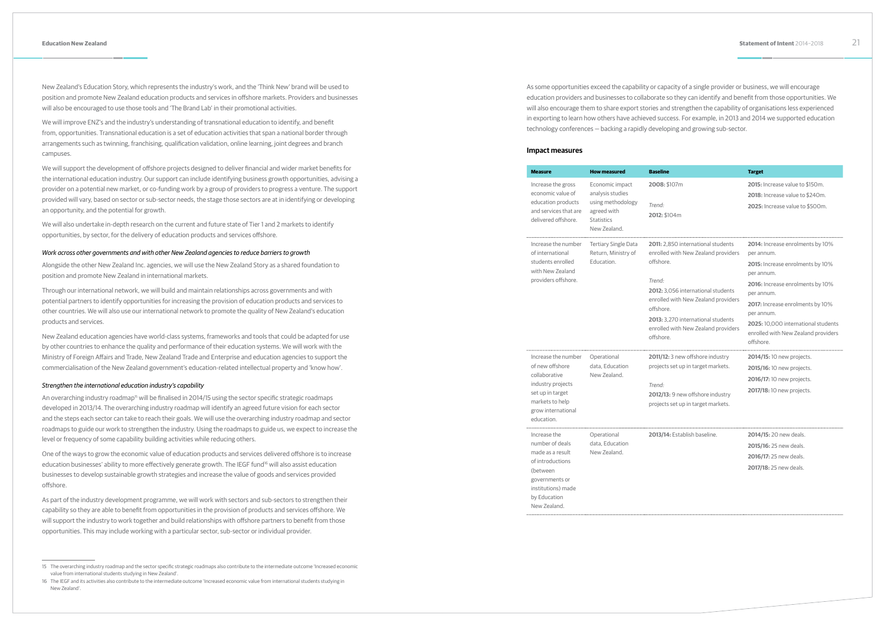New Zealand's Education Story, which represents the industry's work, and the 'Think New' brand will be used to position and promote New Zealand education products and services in offshore markets. Providers and businesses will also be encouraged to use those tools and 'The Brand Lab' in their promotional activities.

We will improve ENZ's and the industry's understanding of transnational education to identify, and benefit from, opportunities. Transnational education is a set of education activities that span a national border through arrangements such as twinning, franchising, qualification validation, online learning, joint degrees and branch campuses.

We will support the development of offshore projects designed to deliver financial and wider market benefits for the international education industry. Our support can include identifying business growth opportunities, advising a provider on a potential new market, or co-funding work by a group of providers to progress a venture. The support provided will vary, based on sector or sub-sector needs, the stage those sectors are at in identifying or developing an opportunity, and the potential for growth.

We will also undertake in-depth research on the current and future state of Tier 1 and 2 markets to identify opportunities, by sector, for the delivery of education products and services offshore.

*Work across other governments and with other New Zealand agencies to reduce barriers to growth*

Alongside the other New Zealand Inc. agencies, we will use the New Zealand Story as a shared foundation to position and promote New Zealand in international markets.

Through our international network, we will build and maintain relationships across governments and with potential partners to identify opportunities for increasing the provision of education products and services to other countries. We will also use our international network to promote the quality of New Zealand's education products and services.

New Zealand education agencies have world-class systems, frameworks and tools that could be adapted for use by other countries to enhance the quality and performance of their education systems. We will work with the Ministry of Foreign Affairs and Trade, New Zealand Trade and Enterprise and education agencies to support the commercialisation of the New Zealand government's education-related intellectual property and 'know how'.

*Strengthen the international education industry's capability*

An overarching industry roadmap[15] will be finalised in 2014/15 using the sector specific strategic roadmaps developed in 2013/14. The overarching industry roadmap will identify an agreed future vision for each sector and the steps each sector can take to reach their goals. We will use the overarching industry roadmap and sector roadmaps to guide our work to strengthen the industry. Using the roadmaps to guide us, we expect to increase the level or frequency of some capability building activities while reducing others.

One of the ways to grow the economic value of education products and services delivered offshore is to increase education businesses' ability to more effectively generate growth. The IEGF fund[16] will also assist education businesses to develop sustainable growth strategies and increase the value of goods and services provided offshore.

As part of the industry development programme, we will work with sectors and sub-sectors to strengthen their capability so they are able to benefit from opportunities in the provision of products and services offshore. We will support the industry to work together and build relationships with offshore partners to benefit from those opportunities. This may include working with a particular sector, sub-sector or individual provider.

As some opportunities exceed the capability or capacity of a single provider or business, we will encourage education providers and businesses to collaborate so they can identify and benefit from those opportunities. We will also encourage them to share export stories and strengthen the capability of organisations less experienced in exporting to learn how others have achieved success. For example, in 2013 and 2014 we supported education technology conferences – backing a rapidly developing and growing sub-sector.

### Impact measures

| Measure | How measured | Baseline | Target |
|---|---|---|---|
| Increase the gross economic value of education products and services that are delivered offshore. | Economic impact analysis studies using methodology agreed with Statistics New Zealand. | **2008:** $107m<br><br>*Trend:*<br>**2012:** $104m | **2015:** Increase value to $150m.<br>**2018:** Increase value to $240m.<br>**2025:** Increase value to $500m. |
| Increase the number of international students enrolled with New Zealand providers offshore. | Tertiary Single Data Return, Ministry of Education. | **2011:** 2,850 international students enrolled with New Zealand providers offshore.<br><br>*Trend:*<br>**2012:** 3,056 international students enrolled with New Zealand providers offshore.<br>**2013:** 3,270 international students enrolled with New Zealand providers offshore. | **2014:** Increase enrolments by 10% per annum.<br>**2015:** Increase enrolments by 10% per annum.<br>**2016:** Increase enrolments by 10% per annum.<br>**2017:** Increase enrolments by 10% per annum.<br>**2025:** 10,000 international students enrolled with New Zealand providers offshore. |
| Increase the number of new offshore collaborative industry projects set up in target markets to help grow international education. | Operational data, Education New Zealand. | **2011/12:** 3 new offshore industry projects set up in target markets.<br><br>*Trend:*<br>**2012/13:** 9 new offshore industry projects set up in target markets. | **2014/15:** 10 new projects.<br>**2015/16:** 10 new projects.<br>**2016/17:** 10 new projects.<br>**2017/18:** 10 new projects. |
| Increase the number of deals made as a result of introductions (between governments or institutions) made by Education New Zealand. | Operational data, Education New Zealand. | **2013/14:** Establish baseline. | **2014/15:** 20 new deals.<br>**2015/16:** 25 new deals.<br>**2016/17:** 25 new deals.<br>**2017/18:** 25 new deals. |

---

15 The overarching industry roadmap and the sector specific strategic roadmaps also contribute to the intermediate outcome 'Increased economic value from international students studying in New Zealand'.

16 The IEGF and its activities also contribute to the intermediate outcome 'Increased economic value from international students studying in New Zealand'.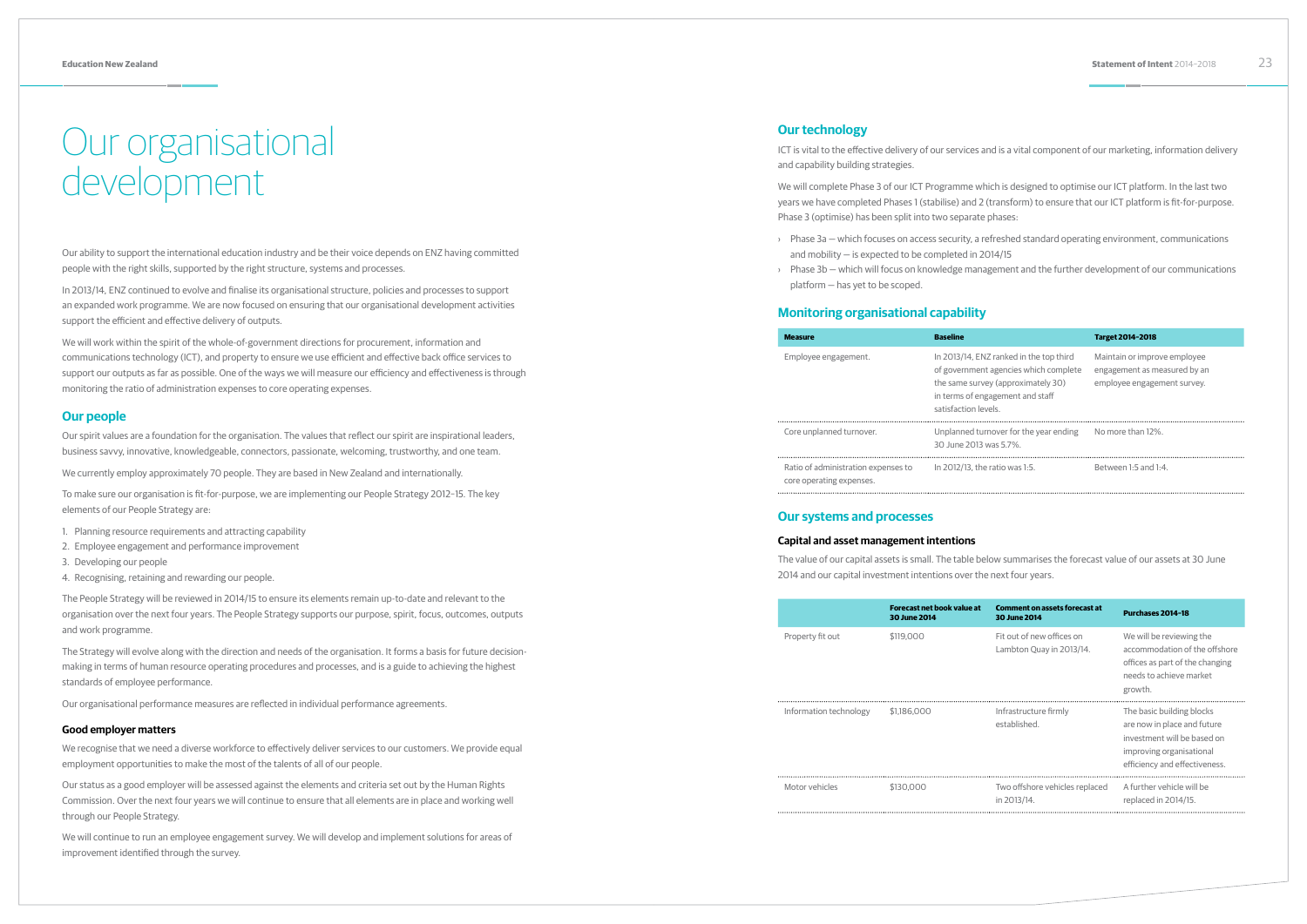# Our organisational development

Our ability to support the international education industry and be their voice depends on ENZ having committed people with the right skills, supported by the right structure, systems and processes.

In 2013/14, ENZ continued to evolve and finalise its organisational structure, policies and processes to support an expanded work programme. We are now focused on ensuring that our organisational development activities support the efficient and effective delivery of outputs.

We will work within the spirit of the whole-of-government directions for procurement, information and communications technology (ICT), and property to ensure we use efficient and effective back office services to support our outputs as far as possible. One of the ways we will measure our efficiency and effectiveness is through monitoring the ratio of administration expenses to core operating expenses.

## Our people

Our spirit values are a foundation for the organisation. The values that reflect our spirit are inspirational leaders, business savvy, innovative, knowledgeable, connectors, passionate, welcoming, trustworthy, and one team.

We currently employ approximately 70 people. They are based in New Zealand and internationally.

To make sure our organisation is fit-for-purpose, we are implementing our People Strategy 2012–15. The key elements of our People Strategy are:

1. Planning resource requirements and attracting capability
2. Employee engagement and performance improvement
3. Developing our people
4. Recognising, retaining and rewarding our people.

The People Strategy will be reviewed in 2014/15 to ensure its elements remain up-to-date and relevant to the organisation over the next four years. The People Strategy supports our purpose, spirit, focus, outcomes, outputs and work programme.

The Strategy will evolve along with the direction and needs of the organisation. It forms a basis for future decision-making in terms of human resource operating procedures and processes, and is a guide to achieving the highest standards of employee performance.

Our organisational performance measures are reflected in individual performance agreements.

### Good employer matters

We recognise that we need a diverse workforce to effectively deliver services to our customers. We provide equal employment opportunities to make the most of the talents of all of our people.

Our status as a good employer will be assessed against the elements and criteria set out by the Human Rights Commission. Over the next four years we will continue to ensure that all elements are in place and working well through our People Strategy.

We will continue to run an employee engagement survey. We will develop and implement solutions for areas of improvement identified through the survey.

## Our technology

ICT is vital to the effective delivery of our services and is a vital component of our marketing, information delivery and capability building strategies.

We will complete Phase 3 of our ICT Programme which is designed to optimise our ICT platform. In the last two years we have completed Phases 1 (stabilise) and 2 (transform) to ensure that our ICT platform is fit-for-purpose. Phase 3 (optimise) has been split into two separate phases:

- Phase 3a — which focuses on access security, a refreshed standard operating environment, communications and mobility — is expected to be completed in 2014/15
- Phase 3b — which will focus on knowledge management and the further development of our communications platform — has yet to be scoped.

## Monitoring organisational capability

| Measure | Baseline | Target 2014–2018 |
|---|---|---|
| Employee engagement. | In 2013/14, ENZ ranked in the top third of government agencies which complete the same survey (approximately 30) in terms of engagement and staff satisfaction levels. | Maintain or improve employee engagement as measured by an employee engagement survey. |
| Core unplanned turnover. | Unplanned turnover for the year ending 30 June 2013 was 5.7%. | No more than 12%. |
| Ratio of administration expenses to core operating expenses. | In 2012/13, the ratio was 1:5. | Between 1:5 and 1:4. |

## Our systems and processes

### Capital and asset management intentions

The value of our capital assets is small. The table below summarises the forecast value of our assets at 30 June 2014 and our capital investment intentions over the next four years.

| | Forecast net book value at 30 June 2014 | Comment on assets forecast at 30 June 2014 | Purchases 2014–18 |
|---|---|---|---|
| Property fit out | $119,000 | Fit out of new offices on Lambton Quay in 2013/14. | We will be reviewing the accommodation of the offshore offices as part of the changing needs to achieve market growth. |
| Information technology | $1,186,000 | Infrastructure firmly established. | The basic building blocks are now in place and future investment will be based on improving organisational efficiency and effectiveness. |
| Motor vehicles | $130,000 | Two offshore vehicles replaced in 2013/14. | A further vehicle will be replaced in 2014/15. |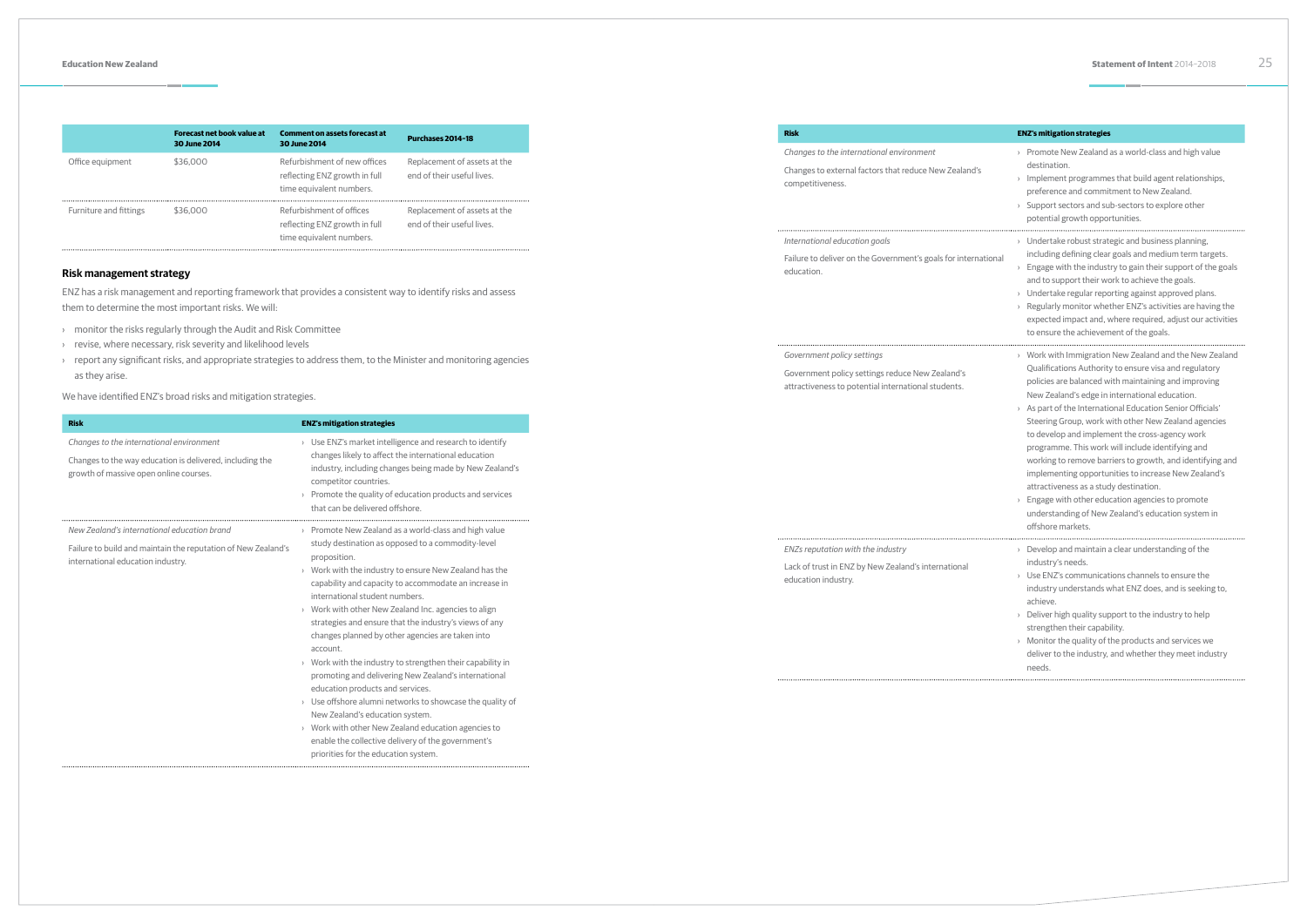| | Forecast net book value at 30 June 2014 | Comment on assets forecast at 30 June 2014 | Purchases 2014–18 |
|---|---|---|---|
| Office equipment | $36,000 | Refurbishment of new offices reflecting ENZ growth in full time equivalent numbers. | Replacement of assets at the end of their useful lives. |
| Furniture and fittings | $36,000 | Refurbishment of offices reflecting ENZ growth in full time equivalent numbers. | Replacement of assets at the end of their useful lives. |

### Risk management strategy

ENZ has a risk management and reporting framework that provides a consistent way to identify risks and assess them to determine the most important risks. We will:

- monitor the risks regularly through the Audit and Risk Committee
- revise, where necessary, risk severity and likelihood levels
- report any significant risks, and appropriate strategies to address them, to the Minister and monitoring agencies as they arise.

We have identified ENZ's broad risks and mitigation strategies.

| Risk | ENZ's mitigation strategies |
|---|---|
| *Changes to the international environment*<br>Changes to the way education is delivered, including the growth of massive open online courses. | › Use ENZ's market intelligence and research to identify changes likely to affect the international education industry, including changes being made by New Zealand's competitor countries.<br>› Promote the quality of education products and services that can be delivered offshore. |
| *New Zealand's international education brand*<br>Failure to build and maintain the reputation of New Zealand's international education industry. | › Promote New Zealand as a world-class and high value study destination as opposed to a commodity-level proposition.<br>› Work with the industry to ensure New Zealand has the capability and capacity to accommodate an increase in international student numbers.<br>› Work with other New Zealand Inc. agencies to align strategies and ensure that the industry's views of any changes planned by other agencies are taken into account.<br>› Work with the industry to strengthen their capability in promoting and delivering New Zealand's international education products and services.<br>› Use offshore alumni networks to showcase the quality of New Zealand's education system.<br>› Work with other New Zealand education agencies to enable the collective delivery of the government's priorities for the education system. |
| *Changes to the international environment*<br>Changes to external factors that reduce New Zealand's competitiveness. | › Promote New Zealand as a world-class and high value destination.<br>› Implement programmes that build agent relationships, preference and commitment to New Zealand.<br>› Support sectors and sub-sectors to explore other potential growth opportunities. |
| *International education goals*<br>Failure to deliver on the Government's goals for international education. | › Undertake robust strategic and business planning, including defining clear goals and medium term targets.<br>› Engage with the industry to gain their support of the goals and to support their work to achieve the goals.<br>› Undertake regular reporting against approved plans.<br>› Regularly monitor whether ENZ's activities are having the expected impact and, where required, adjust our activities to ensure the achievement of the goals. |
| *Government policy settings*<br>Government policy settings reduce New Zealand's attractiveness to potential international students. | › Work with Immigration New Zealand and the New Zealand Qualifications Authority to ensure visa and regulatory policies are balanced with maintaining and improving New Zealand's edge in international education.<br>› As part of the International Education Senior Officials' Steering Group, work with other New Zealand agencies to develop and implement the cross-agency work programme. This work will include identifying and working to remove barriers to growth, and identifying and implementing opportunities to increase New Zealand's attractiveness as a study destination.<br>› Engage with other education agencies to promote understanding of New Zealand's education system in offshore markets. |
| *ENZs reputation with the industry*<br>Lack of trust in ENZ by New Zealand's international education industry. | › Develop and maintain a clear understanding of the industry's needs.<br>› Use ENZ's communications channels to ensure the industry understands what ENZ does, and is seeking to, achieve.<br>› Deliver high quality support to the industry to help strengthen their capability.<br>› Monitor the quality of the products and services we deliver to the industry, and whether they meet industry needs. |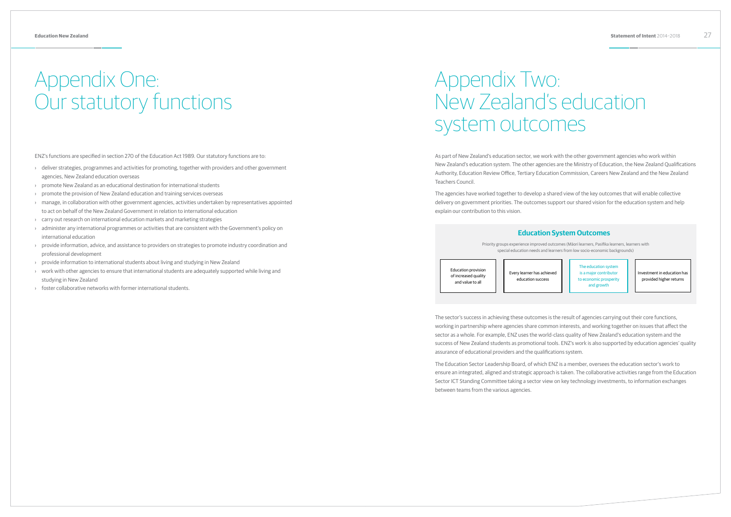# Appendix One: Our statutory functions

ENZ's functions are specified in section 270 of the Education Act 1989. Our statutory functions are to:

- deliver strategies, programmes and activities for promoting, together with providers and other government agencies, New Zealand education overseas
- promote New Zealand as an educational destination for international students
- promote the provision of New Zealand education and training services overseas
- manage, in collaboration with other government agencies, activities undertaken by representatives appointed to act on behalf of the New Zealand Government in relation to international education
- carry out research on international education markets and marketing strategies
- administer any international programmes or activities that are consistent with the Government's policy on international education
- provide information, advice, and assistance to providers on strategies to promote industry coordination and professional development
- provide information to international students about living and studying in New Zealand
- work with other agencies to ensure that international students are adequately supported while living and studying in New Zealand
- foster collaborative networks with former international students.

# Appendix Two: New Zealand's education system outcomes

As part of New Zealand's education sector, we work with the other government agencies who work within New Zealand's education system. The other agencies are the Ministry of Education, the New Zealand Qualifications Authority, Education Review Office, Tertiary Education Commission, Careers New Zealand and the New Zealand Teachers Council.

The agencies have worked together to develop a shared view of the key outcomes that will enable collective delivery on government priorities. The outcomes support our shared vision for the education system and help explain our contribution to this vision.

## Education System Outcomes

Priority groups experience improved outcomes (Māori learners, Pasifika learners, learners with special education needs and learners from low socio-economic backgrounds)

- Education provision of increased quality and value to all
- Every learner has achieved education success
- The education system is a major contributor to economic prosperity and growth
- Investment in education has provided higher returns

The sector's success in achieving these outcomes is the result of agencies carrying out their core functions, working in partnership where agencies share common interests, and working together on issues that affect the sector as a whole. For example, ENZ uses the world-class quality of New Zealand's education system and the success of New Zealand students as promotional tools. ENZ's work is also supported by education agencies' quality assurance of educational providers and the qualifications system.

The Education Sector Leadership Board, of which ENZ is a member, oversees the education sector's work to ensure an integrated, aligned and strategic approach is taken. The collaborative activities range from the Education Sector ICT Standing Committee taking a sector view on key technology investments, to information exchanges between teams from the various agencies.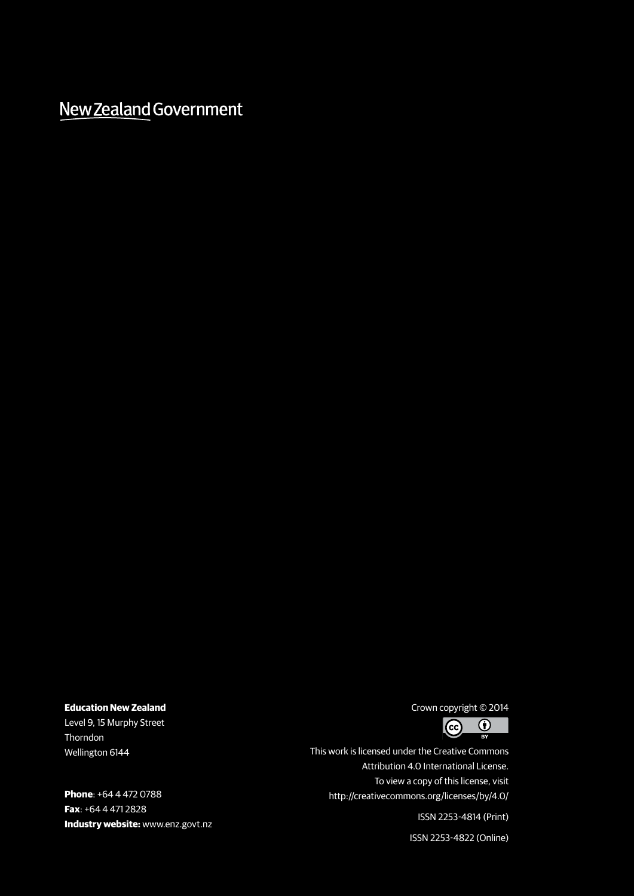New Zealand Government

**Education New Zealand**
Level 9, 15 Murphy Street
Thorndon
Wellington 6144

**Phone**: +64 4 472 0788
**Fax**: +64 4 471 2828
**Industry website:** www.enz.govt.nz

Crown copyright © 2014

This work is licensed under the Creative Commons Attribution 4.0 International License. To view a copy of this license, visit http://creativecommons.org/licenses/by/4.0/

ISSN 2253-4814 (Print)

ISSN 2253-4822 (Online)